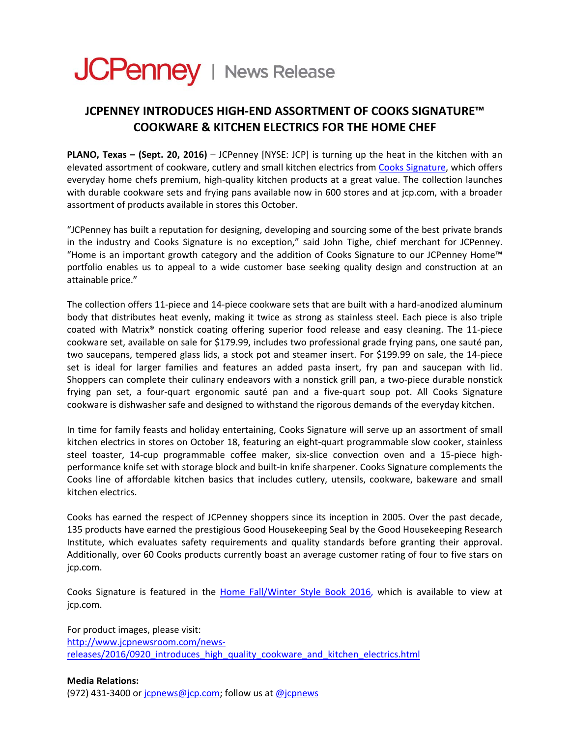JCPenney | News Release

# JCPENNEY INTRODUCES HIGH-END ASSORTMENT OF COOKS SIGNATURE™ COOKWARE & KITCHEN ELECTRICS FOR THE HOME CHEF

**PLANO, Texas – (Sept. 20, 2016)** – JCPenney [NYSE: JCP] is turning up the heat in the kitchen with an elevated assortment of cookware, cutlery and small kitchen electrics from Cooks Signature, which offers everyday home chefs premium, high-quality kitchen products at a great value. The collection launches with durable cookware sets and frying pans available now in 600 stores and at jcp.com, with a broader assortment of products available in stores this October.

"JCPenney has built a reputation for designing, developing and sourcing some of the best private brands in the industry and Cooks Signature is no exception," said John Tighe, chief merchant for JCPenney. "Home is an important growth category and the addition of Cooks Signature to our JCPenney Home™ portfolio enables us to appeal to a wide customer base seeking quality design and construction at an attainable price."

The collection offers 11-piece and 14-piece cookware sets that are built with a hard-anodized aluminum body that distributes heat evenly, making it twice as strong as stainless steel. Each piece is also triple coated with Matrix® nonstick coating offering superior food release and easy cleaning. The 11-piece cookware set, available on sale for $179.99, includes two professional grade frying pans, one sauté pan, two saucepans, tempered glass lids, a stock pot and steamer insert. For $199.99 on sale, the 14-piece set is ideal for larger families and features an added pasta insert, fry pan and saucepan with lid. Shoppers can complete their culinary endeavors with a nonstick grill pan, a two-piece durable nonstick frying pan set, a four-quart ergonomic sauté pan and a five-quart soup pot. All Cooks Signature cookware is dishwasher safe and designed to withstand the rigorous demands of the everyday kitchen.

In time for family feasts and holiday entertaining, Cooks Signature will serve up an assortment of small kitchen electrics in stores on October 18, featuring an eight-quart programmable slow cooker, stainless steel toaster, 14-cup programmable coffee maker, six-slice convection oven and a 15-piece high-performance knife set with storage block and built-in knife sharpener. Cooks Signature complements the Cooks line of affordable kitchen basics that includes cutlery, utensils, cookware, bakeware and small kitchen electrics.

Cooks has earned the respect of JCPenney shoppers since its inception in 2005. Over the past decade, 135 products have earned the prestigious Good Housekeeping Seal by the Good Housekeeping Research Institute, which evaluates safety requirements and quality standards before granting their approval. Additionally, over 60 Cooks products currently boast an average customer rating of four to five stars on jcp.com.

Cooks Signature is featured in the Home Fall/Winter Style Book 2016, which is available to view at jcp.com.

For product images, please visit:
http://www.jcpnewsroom.com/news-releases/2016/0920_introduces_high_quality_cookware_and_kitchen_electrics.html

**Media Relations:**
(972) 431-3400 or jcpnews@jcp.com; follow us at @jcpnews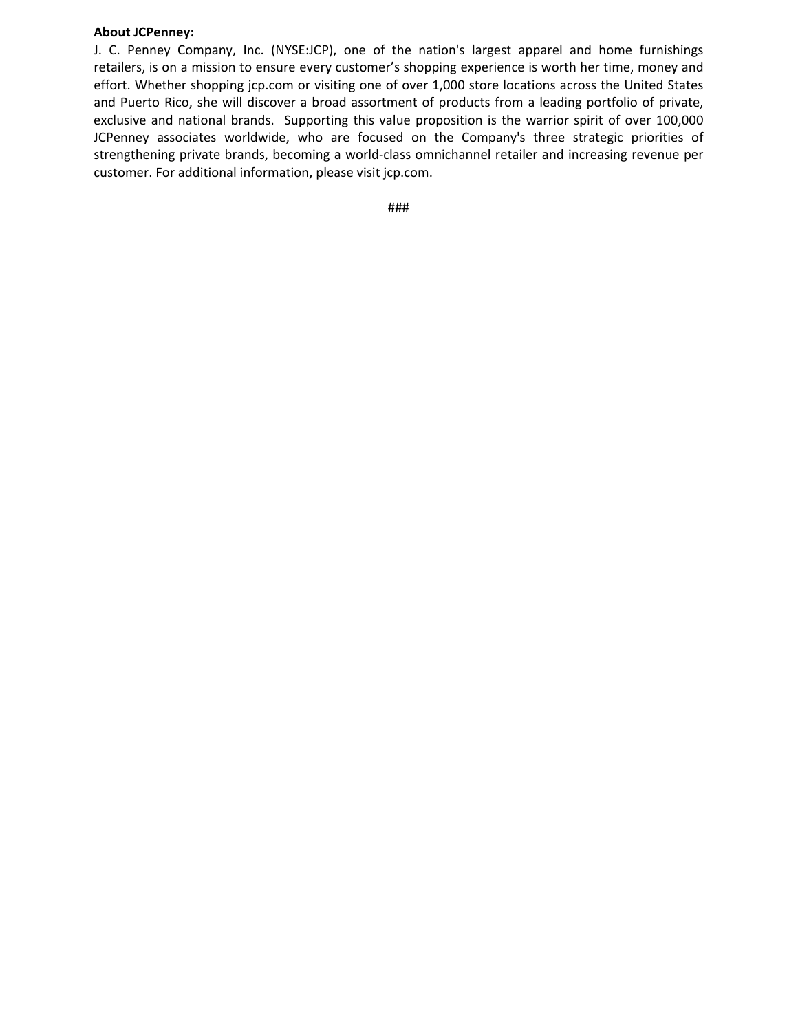**About JCPenney:**

J. C. Penney Company, Inc. (NYSE:JCP), one of the nation's largest apparel and home furnishings retailers, is on a mission to ensure every customer's shopping experience is worth her time, money and effort. Whether shopping jcp.com or visiting one of over 1,000 store locations across the United States and Puerto Rico, she will discover a broad assortment of products from a leading portfolio of private, exclusive and national brands. Supporting this value proposition is the warrior spirit of over 100,000 JCPenney associates worldwide, who are focused on the Company's three strategic priorities of strengthening private brands, becoming a world-class omnichannel retailer and increasing revenue per customer. For additional information, please visit jcp.com.

###